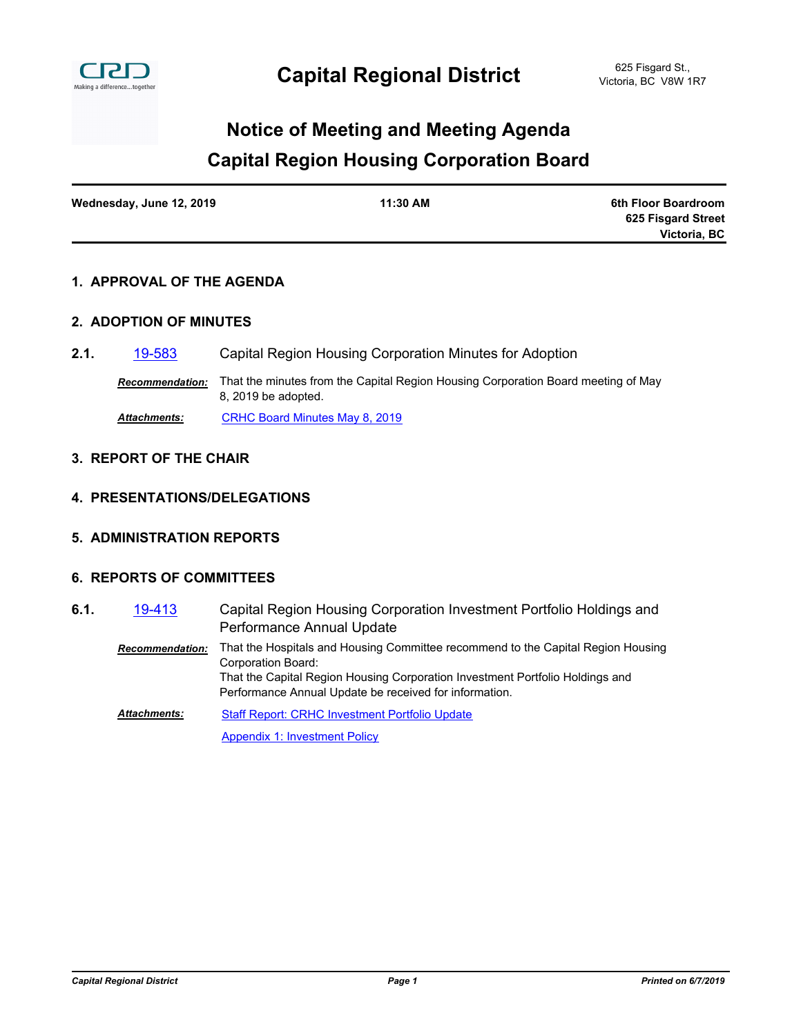# Capital Regional District

625 Fisgard St.,
Victoria, BC V8W 1R7

## Notice of Meeting and Meeting Agenda
## Capital Region Housing Corporation Board

| Wednesday, June 12, 2019 | 11:30 AM | 6th Floor Boardroom<br>625 Fisgard Street<br>Victoria, BC |
|---|---|---|

### 1. APPROVAL OF THE AGENDA

### 2. ADOPTION OF MINUTES

**2.1.** 19-583 Capital Region Housing Corporation Minutes for Adoption

***Recommendation:*** That the minutes from the Capital Region Housing Corporation Board meeting of May 8, 2019 be adopted.

***Attachments:*** CRHC Board Minutes May 8, 2019

### 3. REPORT OF THE CHAIR

### 4. PRESENTATIONS/DELEGATIONS

### 5. ADMINISTRATION REPORTS

### 6. REPORTS OF COMMITTEES

**6.1.** 19-413 Capital Region Housing Corporation Investment Portfolio Holdings and Performance Annual Update

***Recommendation:*** That the Hospitals and Housing Committee recommend to the Capital Region Housing Corporation Board:
That the Capital Region Housing Corporation Investment Portfolio Holdings and Performance Annual Update be received for information.

***Attachments:*** Staff Report: CRHC Investment Portfolio Update

Appendix 1: Investment Policy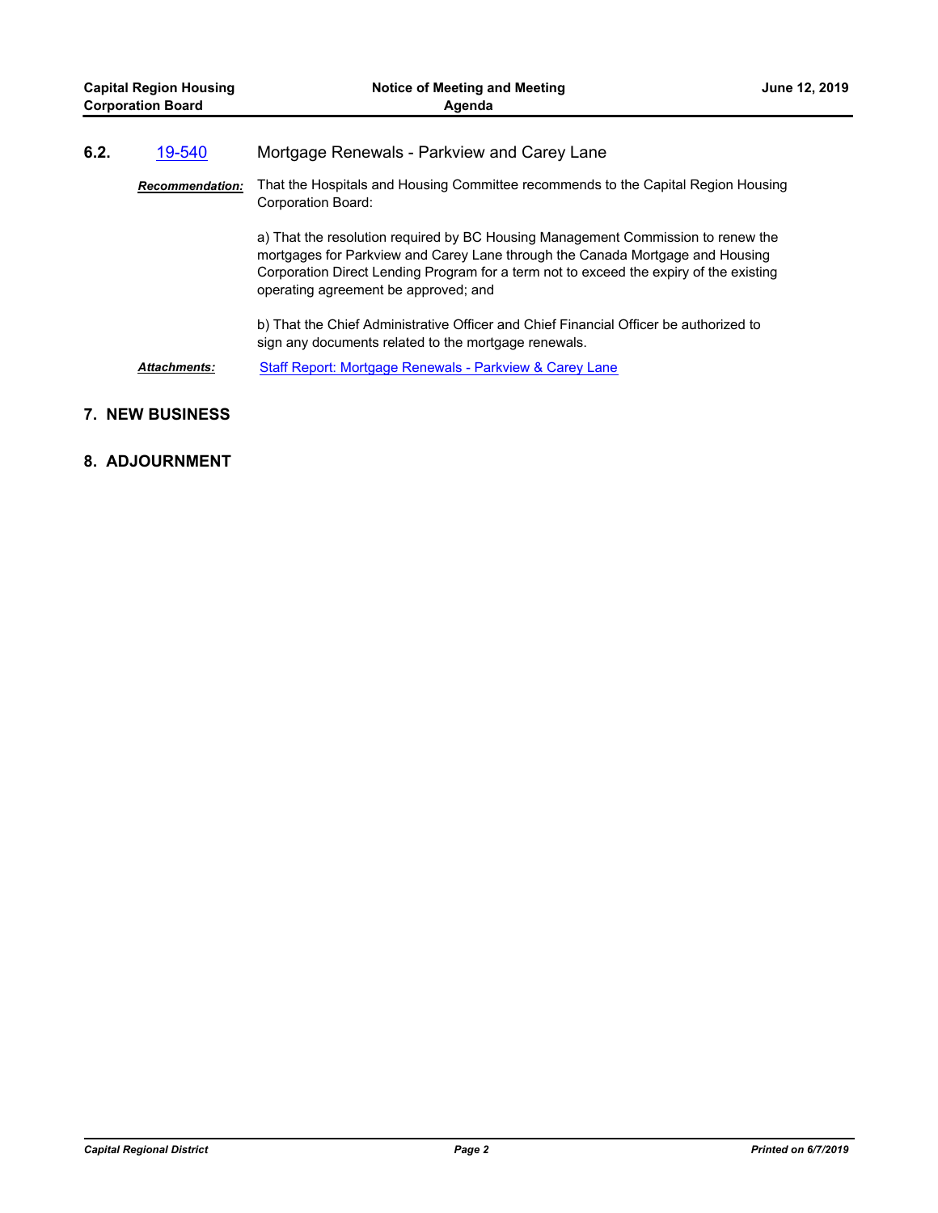**6.2.** [19-540] Mortgage Renewals - Parkview and Carey Lane

***Recommendation:*** That the Hospitals and Housing Committee recommends to the Capital Region Housing Corporation Board:

a) That the resolution required by BC Housing Management Commission to renew the mortgages for Parkview and Carey Lane through the Canada Mortgage and Housing Corporation Direct Lending Program for a term not to exceed the expiry of the existing operating agreement be approved; and

b) That the Chief Administrative Officer and Chief Financial Officer be authorized to sign any documents related to the mortgage renewals.

***Attachments:*** Staff Report: Mortgage Renewals - Parkview & Carey Lane

## 7. NEW BUSINESS

## 8. ADJOURNMENT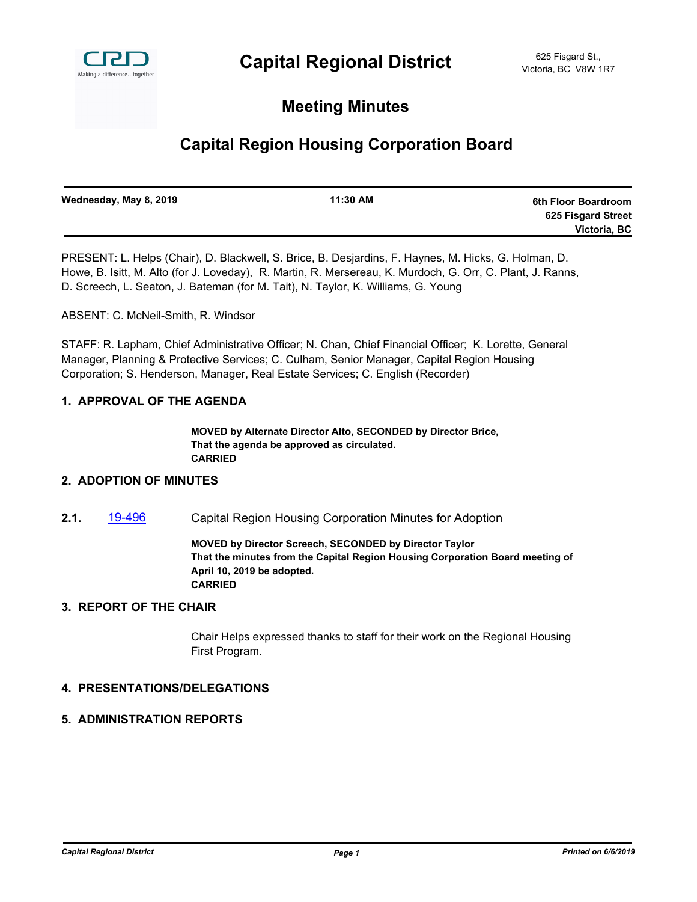# Capital Regional District

625 Fisgard St.,
Victoria, BC V8W 1R7

## Meeting Minutes

## Capital Region Housing Corporation Board

| Wednesday, May 8, 2019 | 11:30 AM | 6th Floor Boardroom<br>625 Fisgard Street<br>Victoria, BC |
|---|---|---|

PRESENT: L. Helps (Chair), D. Blackwell, S. Brice, B. Desjardins, F. Haynes, M. Hicks, G. Holman, D. Howe, B. Isitt, M. Alto (for J. Loveday), R. Martin, R. Mersereau, K. Murdoch, G. Orr, C. Plant, J. Ranns, D. Screech, L. Seaton, J. Bateman (for M. Tait), N. Taylor, K. Williams, G. Young

ABSENT: C. McNeil-Smith, R. Windsor

STAFF: R. Lapham, Chief Administrative Officer; N. Chan, Chief Financial Officer; K. Lorette, General Manager, Planning & Protective Services; C. Culham, Senior Manager, Capital Region Housing Corporation; S. Henderson, Manager, Real Estate Services; C. English (Recorder)

### 1. APPROVAL OF THE AGENDA

**MOVED by Alternate Director Alto, SECONDED by Director Brice,**
**That the agenda be approved as circulated.**
**CARRIED**

### 2. ADOPTION OF MINUTES

**2.1.** 19-496 Capital Region Housing Corporation Minutes for Adoption

**MOVED by Director Screech, SECONDED by Director Taylor**
**That the minutes from the Capital Region Housing Corporation Board meeting of April 10, 2019 be adopted.**
**CARRIED**

### 3. REPORT OF THE CHAIR

Chair Helps expressed thanks to staff for their work on the Regional Housing First Program.

### 4. PRESENTATIONS/DELEGATIONS

### 5. ADMINISTRATION REPORTS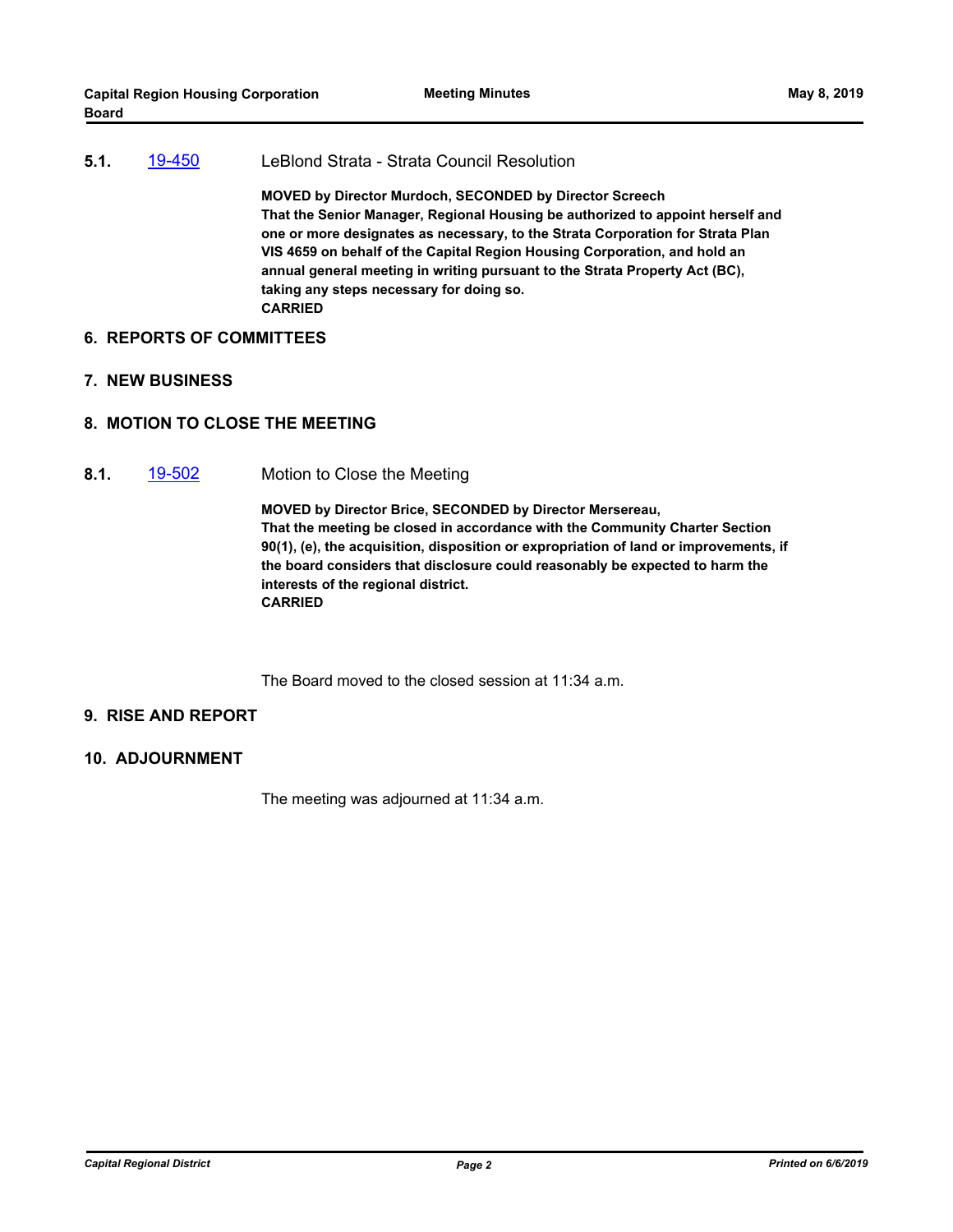**5.1.** 19-450 LeBlond Strata - Strata Council Resolution

**MOVED by Director Murdoch, SECONDED by Director Screech**
**That the Senior Manager, Regional Housing be authorized to appoint herself and one or more designates as necessary, to the Strata Corporation for Strata Plan VIS 4659 on behalf of the Capital Region Housing Corporation, and hold an annual general meeting in writing pursuant to the Strata Property Act (BC), taking any steps necessary for doing so.**
**CARRIED**

## 6. REPORTS OF COMMITTEES

## 7. NEW BUSINESS

## 8. MOTION TO CLOSE THE MEETING

**8.1.** 19-502 Motion to Close the Meeting

**MOVED by Director Brice, SECONDED by Director Mersereau,**
**That the meeting be closed in accordance with the Community Charter Section 90(1), (e), the acquisition, disposition or expropriation of land or improvements, if the board considers that disclosure could reasonably be expected to harm the interests of the regional district.**
**CARRIED**

The Board moved to the closed session at 11:34 a.m.

## 9. RISE AND REPORT

## 10. ADJOURNMENT

The meeting was adjourned at 11:34 a.m.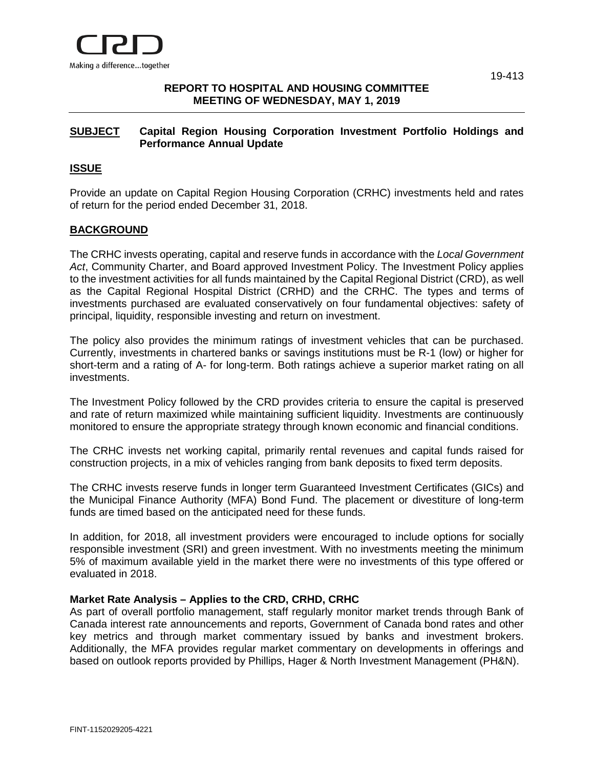CRD

Making a difference...together

19-413

**REPORT TO HOSPITAL AND HOUSING COMMITTEE**
**MEETING OF WEDNESDAY, MAY 1, 2019**

---

**SUBJECT** **Capital Region Housing Corporation Investment Portfolio Holdings and Performance Annual Update**

## ISSUE

Provide an update on Capital Region Housing Corporation (CRHC) investments held and rates of return for the period ended December 31, 2018.

## BACKGROUND

The CRHC invests operating, capital and reserve funds in accordance with the *Local Government Act*, Community Charter, and Board approved Investment Policy. The Investment Policy applies to the investment activities for all funds maintained by the Capital Regional District (CRD), as well as the Capital Regional Hospital District (CRHD) and the CRHC. The types and terms of investments purchased are evaluated conservatively on four fundamental objectives: safety of principal, liquidity, responsible investing and return on investment.

The policy also provides the minimum ratings of investment vehicles that can be purchased. Currently, investments in chartered banks or savings institutions must be R-1 (low) or higher for short-term and a rating of A- for long-term. Both ratings achieve a superior market rating on all investments.

The Investment Policy followed by the CRD provides criteria to ensure the capital is preserved and rate of return maximized while maintaining sufficient liquidity. Investments are continuously monitored to ensure the appropriate strategy through known economic and financial conditions.

The CRHC invests net working capital, primarily rental revenues and capital funds raised for construction projects, in a mix of vehicles ranging from bank deposits to fixed term deposits.

The CRHC invests reserve funds in longer term Guaranteed Investment Certificates (GICs) and the Municipal Finance Authority (MFA) Bond Fund. The placement or divestiture of long-term funds are timed based on the anticipated need for these funds.

In addition, for 2018, all investment providers were encouraged to include options for socially responsible investment (SRI) and green investment. With no investments meeting the minimum 5% of maximum available yield in the market there were no investments of this type offered or evaluated in 2018.

### Market Rate Analysis – Applies to the CRD, CRHD, CRHC

As part of overall portfolio management, staff regularly monitor market trends through Bank of Canada interest rate announcements and reports, Government of Canada bond rates and other key metrics and through market commentary issued by banks and investment brokers. Additionally, the MFA provides regular market commentary on developments in offerings and based on outlook reports provided by Phillips, Hager & North Investment Management (PH&N).

FINT-1152029205-4221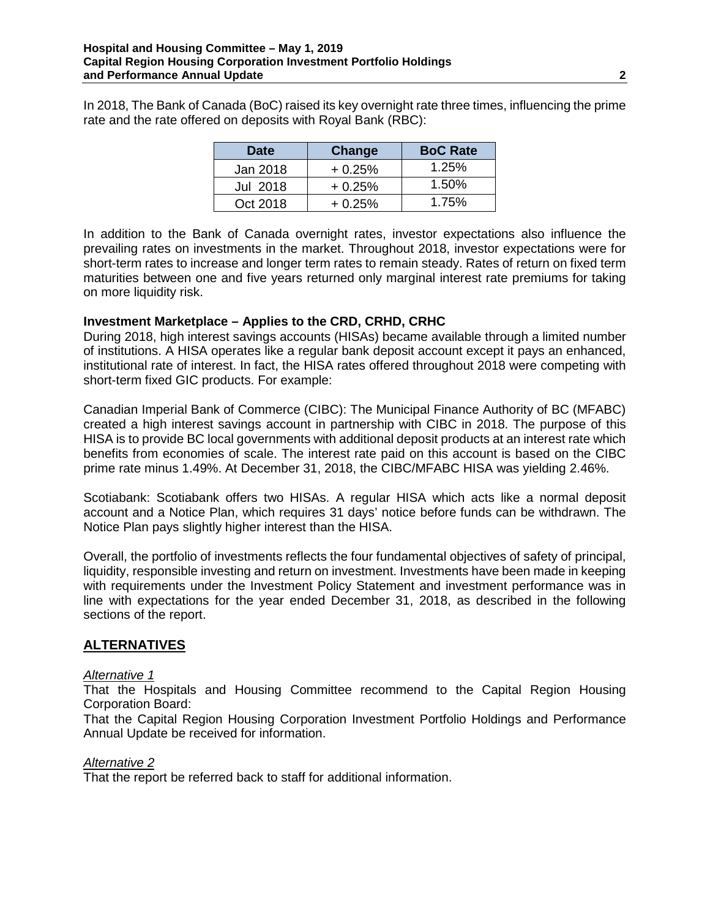In 2018, The Bank of Canada (BoC) raised its key overnight rate three times, influencing the prime rate and the rate offered on deposits with Royal Bank (RBC):

| Date | Change | BoC Rate |
|---|---|---|
| Jan 2018 | + 0.25% | 1.25% |
| Jul 2018 | + 0.25% | 1.50% |
| Oct 2018 | + 0.25% | 1.75% |

In addition to the Bank of Canada overnight rates, investor expectations also influence the prevailing rates on investments in the market. Throughout 2018, investor expectations were for short-term rates to increase and longer term rates to remain steady. Rates of return on fixed term maturities between one and five years returned only marginal interest rate premiums for taking on more liquidity risk.

**Investment Marketplace – Applies to the CRD, CRHD, CRHC**

During 2018, high interest savings accounts (HISAs) became available through a limited number of institutions. A HISA operates like a regular bank deposit account except it pays an enhanced, institutional rate of interest. In fact, the HISA rates offered throughout 2018 were competing with short-term fixed GIC products. For example:

Canadian Imperial Bank of Commerce (CIBC): The Municipal Finance Authority of BC (MFABC) created a high interest savings account in partnership with CIBC in 2018. The purpose of this HISA is to provide BC local governments with additional deposit products at an interest rate which benefits from economies of scale. The interest rate paid on this account is based on the CIBC prime rate minus 1.49%. At December 31, 2018, the CIBC/MFABC HISA was yielding 2.46%.

Scotiabank: Scotiabank offers two HISAs. A regular HISA which acts like a normal deposit account and a Notice Plan, which requires 31 days' notice before funds can be withdrawn. The Notice Plan pays slightly higher interest than the HISA.

Overall, the portfolio of investments reflects the four fundamental objectives of safety of principal, liquidity, responsible investing and return on investment. Investments have been made in keeping with requirements under the Investment Policy Statement and investment performance was in line with expectations for the year ended December 31, 2018, as described in the following sections of the report.

## ALTERNATIVES

*Alternative 1*

That the Hospitals and Housing Committee recommend to the Capital Region Housing Corporation Board:

That the Capital Region Housing Corporation Investment Portfolio Holdings and Performance Annual Update be received for information.

*Alternative 2*

That the report be referred back to staff for additional information.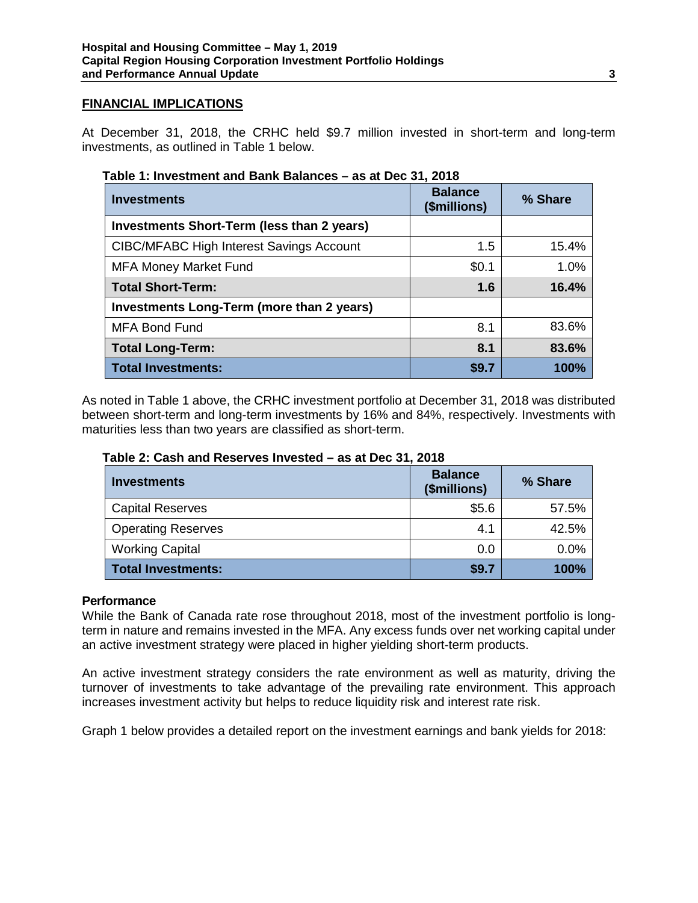## FINANCIAL IMPLICATIONS

At December 31, 2018, the CRHC held $9.7 million invested in short-term and long-term investments, as outlined in Table 1 below.

**Table 1: Investment and Bank Balances – as at Dec 31, 2018**

| Investments | Balance ($millions) | % Share |
|---|---|---|
| **Investments Short-Term (less than 2 years)** | | |
| CIBC/MFABC High Interest Savings Account | 1.5 | 15.4% |
| MFA Money Market Fund | $0.1 | 1.0% |
| **Total Short-Term:** | **1.6** | **16.4%** |
| **Investments Long-Term (more than 2 years)** | | |
| MFA Bond Fund | 8.1 | 83.6% |
| **Total Long-Term:** | **8.1** | **83.6%** |
| **Total Investments:** | **$9.7** | **100%** |

As noted in Table 1 above, the CRHC investment portfolio at December 31, 2018 was distributed between short-term and long-term investments by 16% and 84%, respectively. Investments with maturities less than two years are classified as short-term.

**Table 2: Cash and Reserves Invested – as at Dec 31, 2018**

| Investments | Balance ($millions) | % Share |
|---|---|---|
| Capital Reserves | $5.6 | 57.5% |
| Operating Reserves | 4.1 | 42.5% |
| Working Capital | 0.0 | 0.0% |
| **Total Investments:** | **$9.7** | **100%** |

**Performance**

While the Bank of Canada rate rose throughout 2018, most of the investment portfolio is long-term in nature and remains invested in the MFA. Any excess funds over net working capital under an active investment strategy were placed in higher yielding short-term products.

An active investment strategy considers the rate environment as well as maturity, driving the turnover of investments to take advantage of the prevailing rate environment. This approach increases investment activity but helps to reduce liquidity risk and interest rate risk.

Graph 1 below provides a detailed report on the investment earnings and bank yields for 2018: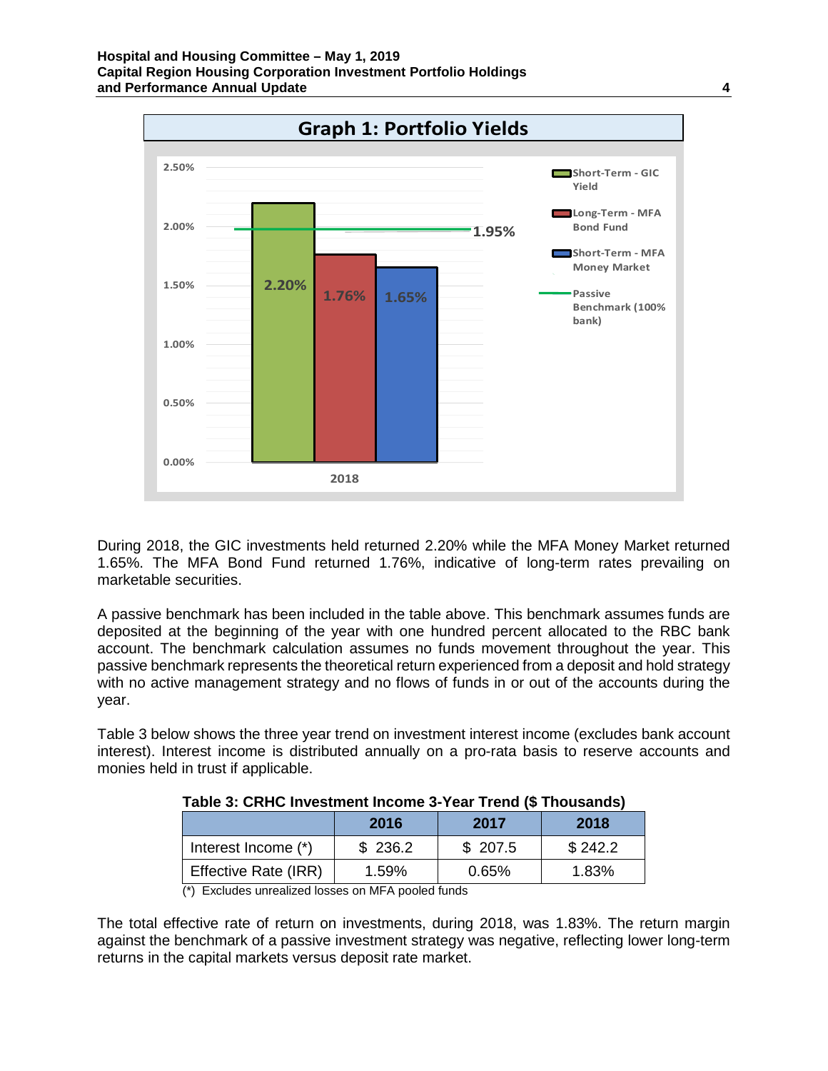**Graph 1: Portfolio Yields**

| 2018 | Yield |
|---|---|
| Short-Term - GIC Yield | 2.20% |
| Long-Term - MFA Bond Fund | 1.76% |
| Short-Term - MFA Money Market | 1.65% |
| Passive Benchmark (100% bank) | 1.95% |

During 2018, the GIC investments held returned 2.20% while the MFA Money Market returned 1.65%. The MFA Bond Fund returned 1.76%, indicative of long-term rates prevailing on marketable securities.

A passive benchmark has been included in the table above. This benchmark assumes funds are deposited at the beginning of the year with one hundred percent allocated to the RBC bank account. The benchmark calculation assumes no funds movement throughout the year. This passive benchmark represents the theoretical return experienced from a deposit and hold strategy with no active management strategy and no flows of funds in or out of the accounts during the year.

Table 3 below shows the three year trend on investment interest income (excludes bank account interest). Interest income is distributed annually on a pro-rata basis to reserve accounts and monies held in trust if applicable.

**Table 3: CRHC Investment Income 3-Year Trend ($ Thousands)**

| | 2016 | 2017 | 2018 |
|---|---|---|---|
| Interest Income (*) | $ 236.2 | $ 207.5 | $ 242.2 |
| Effective Rate (IRR) | 1.59% | 0.65% | 1.83% |

(*) Excludes unrealized losses on MFA pooled funds

The total effective rate of return on investments, during 2018, was 1.83%. The return margin against the benchmark of a passive investment strategy was negative, reflecting lower long-term returns in the capital markets versus deposit rate market.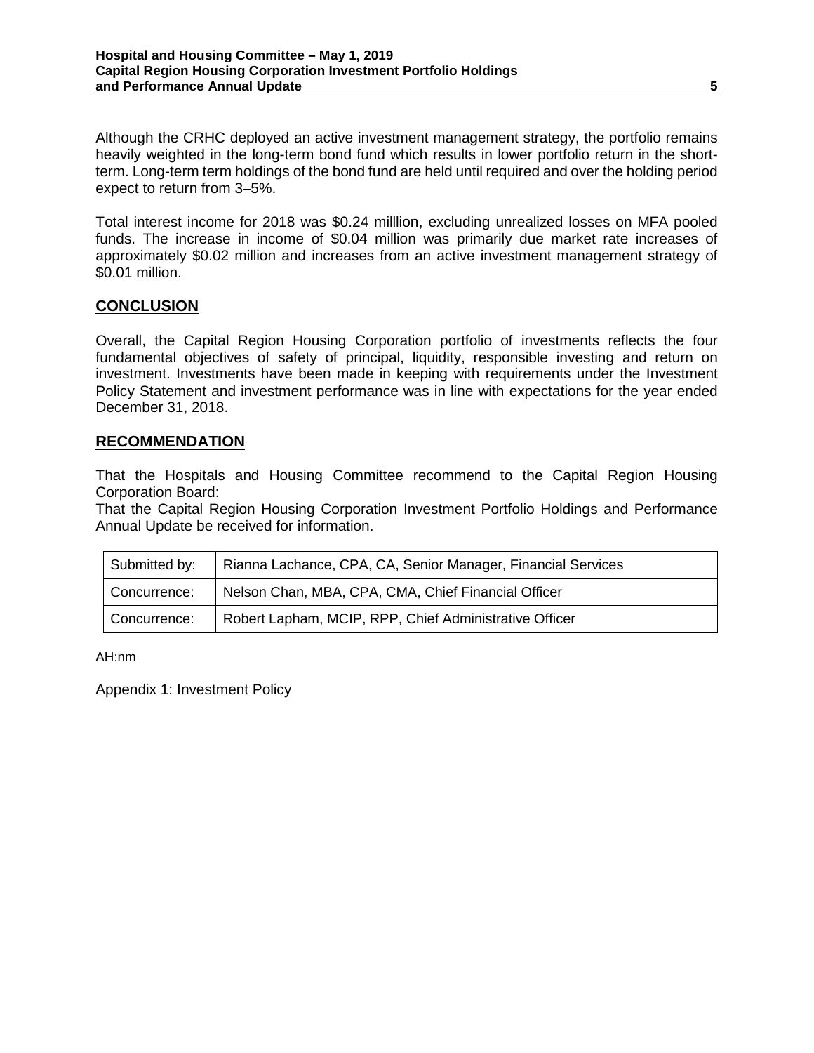Although the CRHC deployed an active investment management strategy, the portfolio remains heavily weighted in the long-term bond fund which results in lower portfolio return in the short-term. Long-term term holdings of the bond fund are held until required and over the holding period expect to return from 3–5%.

Total interest income for 2018 was $0.24 milllion, excluding unrealized losses on MFA pooled funds. The increase in income of $0.04 million was primarily due market rate increases of approximately $0.02 million and increases from an active investment management strategy of $0.01 million.

## CONCLUSION

Overall, the Capital Region Housing Corporation portfolio of investments reflects the four fundamental objectives of safety of principal, liquidity, responsible investing and return on investment. Investments have been made in keeping with requirements under the Investment Policy Statement and investment performance was in line with expectations for the year ended December 31, 2018.

## RECOMMENDATION

That the Hospitals and Housing Committee recommend to the Capital Region Housing Corporation Board:
That the Capital Region Housing Corporation Investment Portfolio Holdings and Performance Annual Update be received for information.

| Submitted by: | Rianna Lachance, CPA, CA, Senior Manager, Financial Services |
|---|---|
| Concurrence: | Nelson Chan, MBA, CPA, CMA, Chief Financial Officer |
| Concurrence: | Robert Lapham, MCIP, RPP, Chief Administrative Officer |

AH:nm

Appendix 1: Investment Policy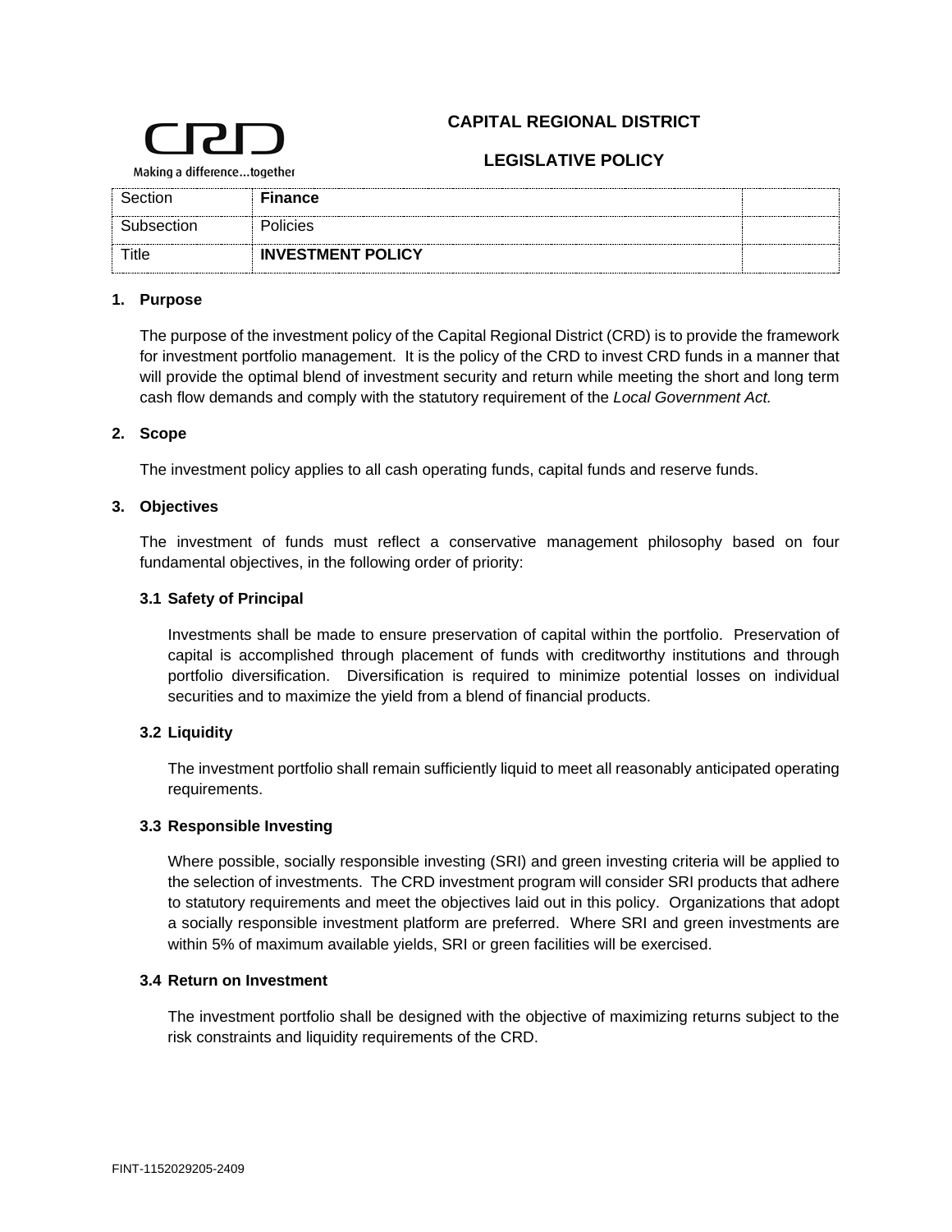CRD

Making a difference...together

**CAPITAL REGIONAL DISTRICT**

**LEGISLATIVE POLICY**

| Section | **Finance** | |
|---|---|---|
| Subsection | Policies | |
| Title | **INVESTMENT POLICY** | |

## 1. Purpose

The purpose of the investment policy of the Capital Regional District (CRD) is to provide the framework for investment portfolio management. It is the policy of the CRD to invest CRD funds in a manner that will provide the optimal blend of investment security and return while meeting the short and long term cash flow demands and comply with the statutory requirement of the *Local Government Act.*

## 2. Scope

The investment policy applies to all cash operating funds, capital funds and reserve funds.

## 3. Objectives

The investment of funds must reflect a conservative management philosophy based on four fundamental objectives, in the following order of priority:

### 3.1 Safety of Principal

Investments shall be made to ensure preservation of capital within the portfolio. Preservation of capital is accomplished through placement of funds with creditworthy institutions and through portfolio diversification. Diversification is required to minimize potential losses on individual securities and to maximize the yield from a blend of financial products.

### 3.2 Liquidity

The investment portfolio shall remain sufficiently liquid to meet all reasonably anticipated operating requirements.

### 3.3 Responsible Investing

Where possible, socially responsible investing (SRI) and green investing criteria will be applied to the selection of investments. The CRD investment program will consider SRI products that adhere to statutory requirements and meet the objectives laid out in this policy. Organizations that adopt a socially responsible investment platform are preferred. Where SRI and green investments are within 5% of maximum available yields, SRI or green facilities will be exercised.

### 3.4 Return on Investment

The investment portfolio shall be designed with the objective of maximizing returns subject to the risk constraints and liquidity requirements of the CRD.

FINT-1152029205-2409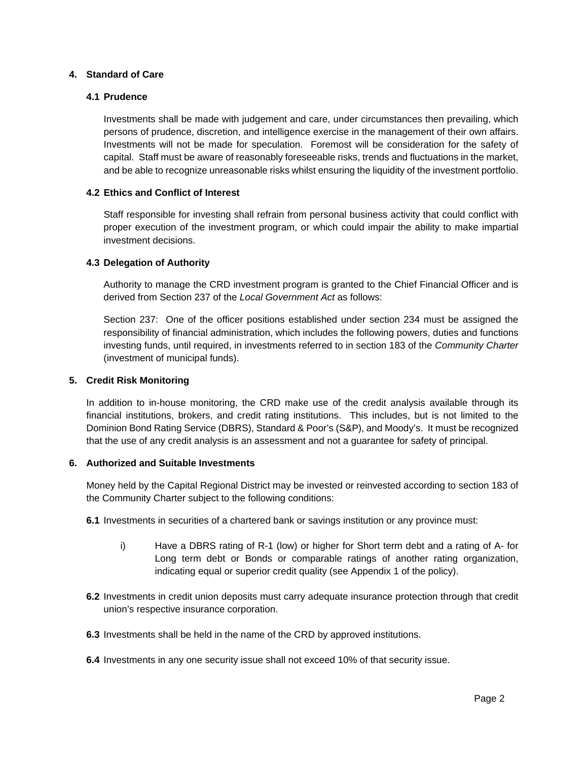## 4. Standard of Care

### 4.1 Prudence

Investments shall be made with judgement and care, under circumstances then prevailing, which persons of prudence, discretion, and intelligence exercise in the management of their own affairs. Investments will not be made for speculation. Foremost will be consideration for the safety of capital. Staff must be aware of reasonably foreseeable risks, trends and fluctuations in the market, and be able to recognize unreasonable risks whilst ensuring the liquidity of the investment portfolio.

### 4.2 Ethics and Conflict of Interest

Staff responsible for investing shall refrain from personal business activity that could conflict with proper execution of the investment program, or which could impair the ability to make impartial investment decisions.

### 4.3 Delegation of Authority

Authority to manage the CRD investment program is granted to the Chief Financial Officer and is derived from Section 237 of the *Local Government Act* as follows:

Section 237: One of the officer positions established under section 234 must be assigned the responsibility of financial administration, which includes the following powers, duties and functions investing funds, until required, in investments referred to in section 183 of the *Community Charter* (investment of municipal funds).

## 5. Credit Risk Monitoring

In addition to in-house monitoring, the CRD make use of the credit analysis available through its financial institutions, brokers, and credit rating institutions. This includes, but is not limited to the Dominion Bond Rating Service (DBRS), Standard & Poor's (S&P), and Moody's. It must be recognized that the use of any credit analysis is an assessment and not a guarantee for safety of principal.

## 6. Authorized and Suitable Investments

Money held by the Capital Regional District may be invested or reinvested according to section 183 of the Community Charter subject to the following conditions:

**6.1** Investments in securities of a chartered bank or savings institution or any province must:

i) Have a DBRS rating of R-1 (low) or higher for Short term debt and a rating of A- for Long term debt or Bonds or comparable ratings of another rating organization, indicating equal or superior credit quality (see Appendix 1 of the policy).

**6.2** Investments in credit union deposits must carry adequate insurance protection through that credit union's respective insurance corporation.

**6.3** Investments shall be held in the name of the CRD by approved institutions.

**6.4** Investments in any one security issue shall not exceed 10% of that security issue.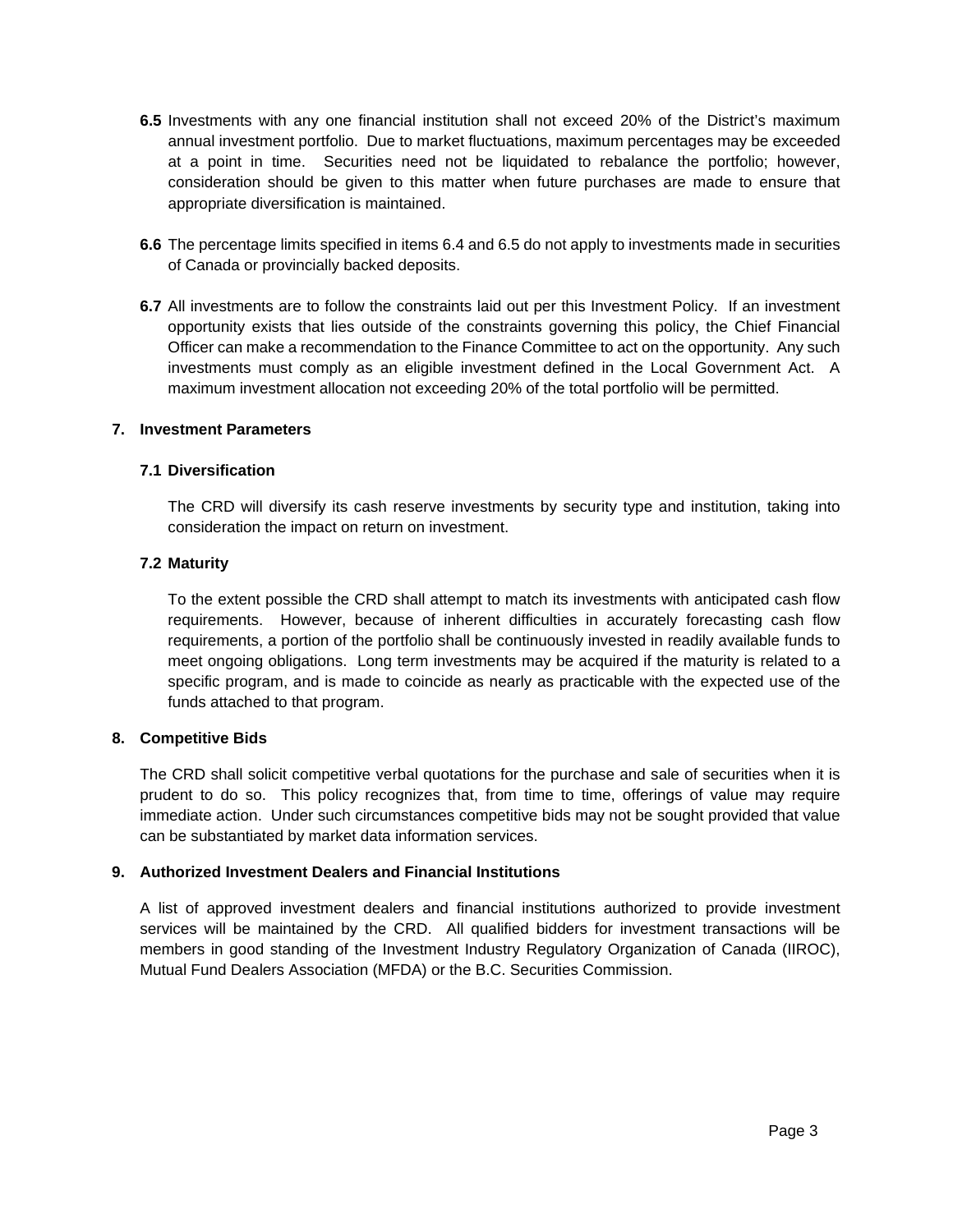**6.5** Investments with any one financial institution shall not exceed 20% of the District's maximum annual investment portfolio. Due to market fluctuations, maximum percentages may be exceeded at a point in time. Securities need not be liquidated to rebalance the portfolio; however, consideration should be given to this matter when future purchases are made to ensure that appropriate diversification is maintained.

**6.6** The percentage limits specified in items 6.4 and 6.5 do not apply to investments made in securities of Canada or provincially backed deposits.

**6.7** All investments are to follow the constraints laid out per this Investment Policy. If an investment opportunity exists that lies outside of the constraints governing this policy, the Chief Financial Officer can make a recommendation to the Finance Committee to act on the opportunity. Any such investments must comply as an eligible investment defined in the Local Government Act. A maximum investment allocation not exceeding 20% of the total portfolio will be permitted.

## 7. Investment Parameters

### 7.1 Diversification

The CRD will diversify its cash reserve investments by security type and institution, taking into consideration the impact on return on investment.

### 7.2 Maturity

To the extent possible the CRD shall attempt to match its investments with anticipated cash flow requirements. However, because of inherent difficulties in accurately forecasting cash flow requirements, a portion of the portfolio shall be continuously invested in readily available funds to meet ongoing obligations. Long term investments may be acquired if the maturity is related to a specific program, and is made to coincide as nearly as practicable with the expected use of the funds attached to that program.

## 8. Competitive Bids

The CRD shall solicit competitive verbal quotations for the purchase and sale of securities when it is prudent to do so. This policy recognizes that, from time to time, offerings of value may require immediate action. Under such circumstances competitive bids may not be sought provided that value can be substantiated by market data information services.

## 9. Authorized Investment Dealers and Financial Institutions

A list of approved investment dealers and financial institutions authorized to provide investment services will be maintained by the CRD. All qualified bidders for investment transactions will be members in good standing of the Investment Industry Regulatory Organization of Canada (IIROC), Mutual Fund Dealers Association (MFDA) or the B.C. Securities Commission.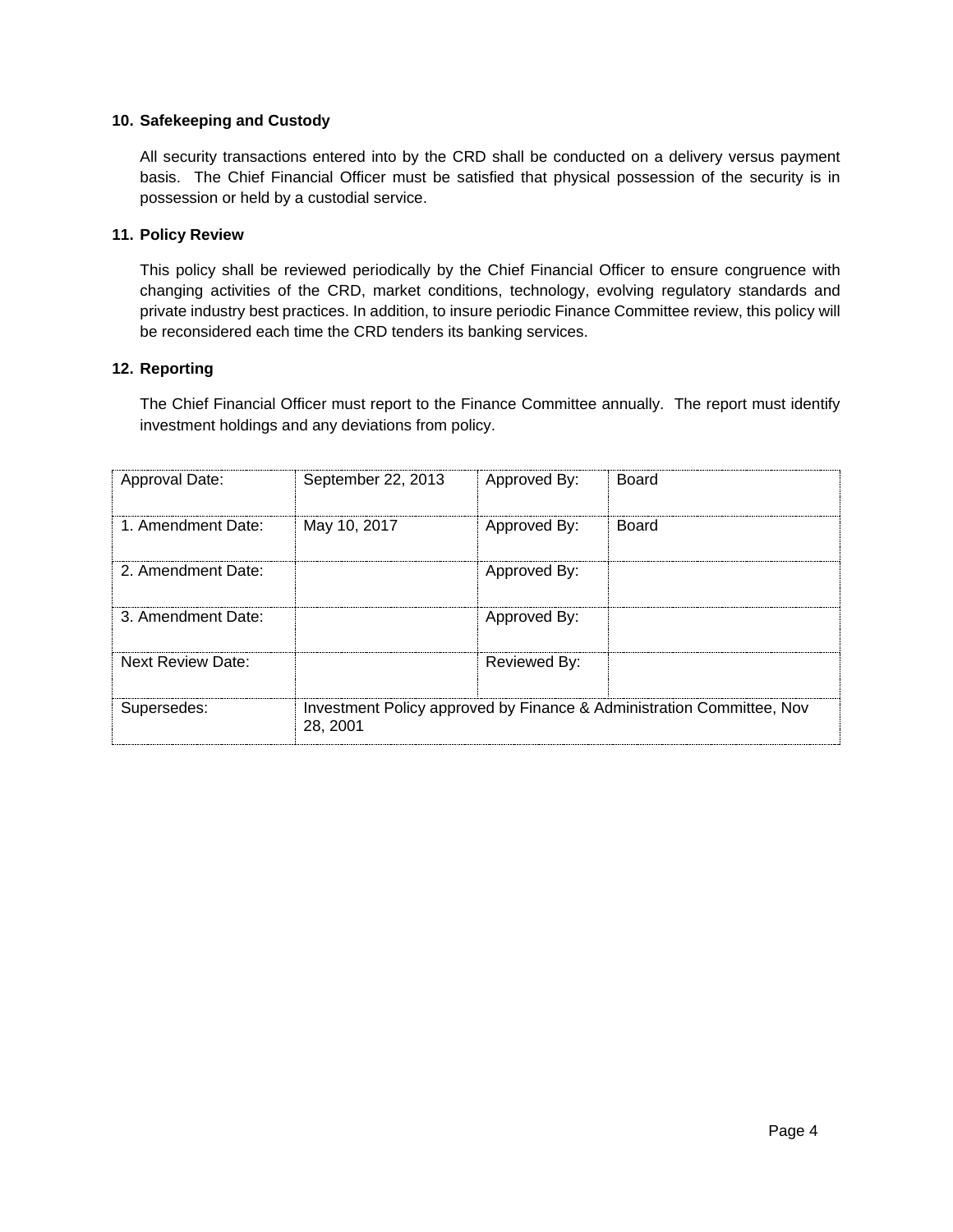### 10. Safekeeping and Custody

All security transactions entered into by the CRD shall be conducted on a delivery versus payment basis. The Chief Financial Officer must be satisfied that physical possession of the security is in possession or held by a custodial service.

### 11. Policy Review

This policy shall be reviewed periodically by the Chief Financial Officer to ensure congruence with changing activities of the CRD, market conditions, technology, evolving regulatory standards and private industry best practices. In addition, to insure periodic Finance Committee review, this policy will be reconsidered each time the CRD tenders its banking services.

### 12. Reporting

The Chief Financial Officer must report to the Finance Committee annually. The report must identify investment holdings and any deviations from policy.

| Approval Date: | September 22, 2013 | Approved By: | Board |
|---|---|---|---|
| 1. Amendment Date: | May 10, 2017 | Approved By: | Board |
| 2. Amendment Date: | | Approved By: | |
| 3. Amendment Date: | | Approved By: | |
| Next Review Date: | | Reviewed By: | |
| Supersedes: | Investment Policy approved by Finance & Administration Committee, Nov 28, 2001 | | |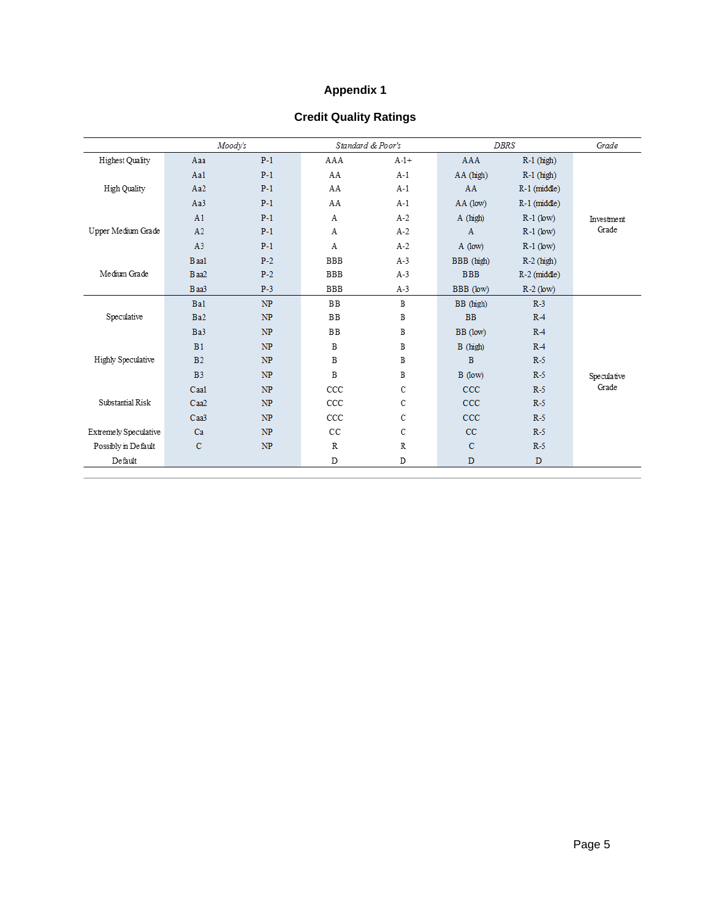# Appendix 1

## Credit Quality Ratings

| | *Moody's* | | *Standard & Poor's* | | *DBRS* | | *Grade* |
|---|---|---|---|---|---|---|---|
| Highest Quality | Aaa | P-1 | AAA | A-1+ | AAA | R-1 (high) | Investment Grade |
| High Quality | Aa1 | P-1 | AA | A-1 | AA (high) | R-1 (high) | |
| | Aa2 | P-1 | AA | A-1 | AA | R-1 (middle) | |
| | Aa3 | P-1 | AA | A-1 | AA (low) | R-1 (middle) | |
| Upper Medium Grade | A1 | P-1 | A | A-2 | A (high) | R-1 (low) | |
| | A2 | P-1 | A | A-2 | A | R-1 (low) | |
| | A3 | P-1 | A | A-2 | A (low) | R-1 (low) | |
| Medium Grade | Baa1 | P-2 | BBB | A-3 | BBB (high) | R-2 (high) | |
| | Baa2 | P-2 | BBB | A-3 | BBB | R-2 (middle) | |
| | Baa3 | P-3 | BBB | A-3 | BBB (low) | R-2 (low) | |
| Speculative | Ba1 | NP | BB | B | BB (high) | R-3 | Speculative Grade |
| | Ba2 | NP | BB | B | BB | R-4 | |
| | Ba3 | NP | BB | B | BB (low) | R-4 | |
| Highly Speculative | B1 | NP | B | B | B (high) | R-4 | |
| | B2 | NP | B | B | B | R-5 | |
| | B3 | NP | B | B | B (low) | R-5 | |
| Substantial Risk | Caa1 | NP | CCC | C | CCC | R-5 | |
| | Caa2 | NP | CCC | C | CCC | R-5 | |
| | Caa3 | NP | CCC | C | CCC | R-5 | |
| Extremely Speculative | Ca | NP | CC | C | CC | R-5 | |
| Possibly in Default | C | NP | R | R | C | R-5 | |
| Default | | | D | D | D | D | |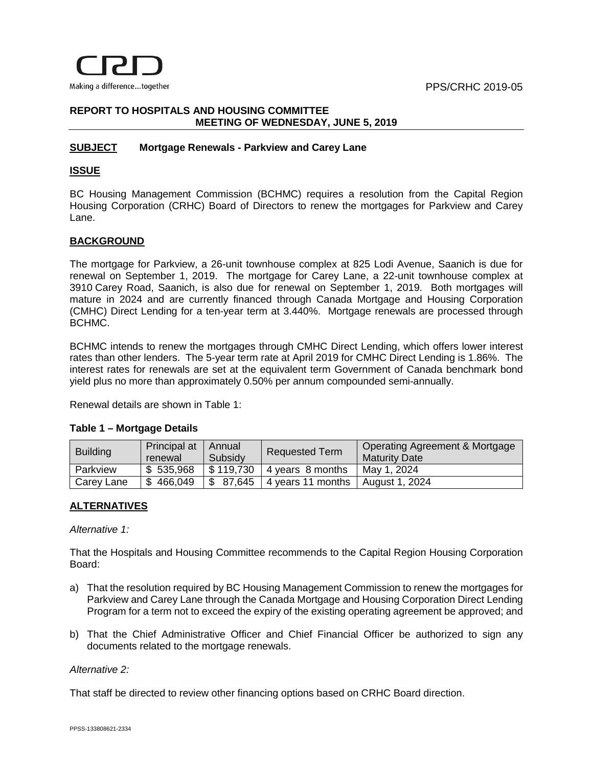Making a difference...together

PPS/CRHC 2019-05

**REPORT TO HOSPITALS AND HOUSING COMMITTEE**
**MEETING OF WEDNESDAY, JUNE 5, 2019**

**SUBJECT** **Mortgage Renewals - Parkview and Carey Lane**

## ISSUE

BC Housing Management Commission (BCHMC) requires a resolution from the Capital Region Housing Corporation (CRHC) Board of Directors to renew the mortgages for Parkview and Carey Lane.

## BACKGROUND

The mortgage for Parkview, a 26-unit townhouse complex at 825 Lodi Avenue, Saanich is due for renewal on September 1, 2019. The mortgage for Carey Lane, a 22-unit townhouse complex at 3910 Carey Road, Saanich, is also due for renewal on September 1, 2019. Both mortgages will mature in 2024 and are currently financed through Canada Mortgage and Housing Corporation (CMHC) Direct Lending for a ten-year term at 3.440%. Mortgage renewals are processed through BCHMC.

BCHMC intends to renew the mortgages through CMHC Direct Lending, which offers lower interest rates than other lenders. The 5-year term rate at April 2019 for CMHC Direct Lending is 1.86%. The interest rates for renewals are set at the equivalent term Government of Canada benchmark bond yield plus no more than approximately 0.50% per annum compounded semi-annually.

Renewal details are shown in Table 1:

**Table 1 – Mortgage Details**

| Building | Principal at renewal | Annual Subsidy | Requested Term | Operating Agreement & Mortgage Maturity Date |
|---|---|---|---|---|
| Parkview | $ 535,968 | $ 119,730 | 4 years 8 months | May 1, 2024 |
| Carey Lane | $ 466,049 | $ 87,645 | 4 years 11 months | August 1, 2024 |

## ALTERNATIVES

*Alternative 1:*

That the Hospitals and Housing Committee recommends to the Capital Region Housing Corporation Board:

a) That the resolution required by BC Housing Management Commission to renew the mortgages for Parkview and Carey Lane through the Canada Mortgage and Housing Corporation Direct Lending Program for a term not to exceed the expiry of the existing operating agreement be approved; and

b) That the Chief Administrative Officer and Chief Financial Officer be authorized to sign any documents related to the mortgage renewals.

*Alternative 2:*

That staff be directed to review other financing options based on CRHC Board direction.

PPSS-133808621-2334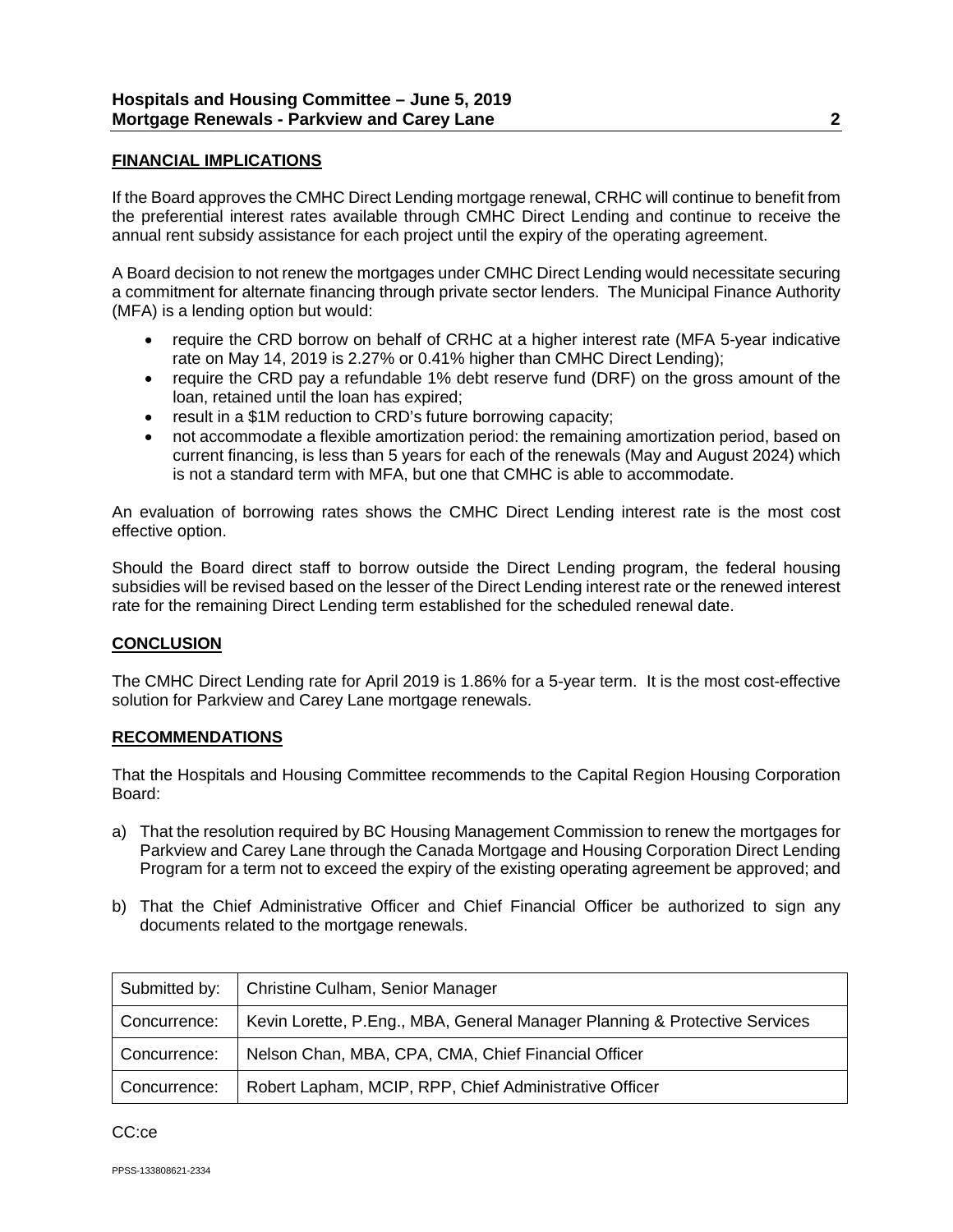## FINANCIAL IMPLICATIONS

If the Board approves the CMHC Direct Lending mortgage renewal, CRHC will continue to benefit from the preferential interest rates available through CMHC Direct Lending and continue to receive the annual rent subsidy assistance for each project until the expiry of the operating agreement.

A Board decision to not renew the mortgages under CMHC Direct Lending would necessitate securing a commitment for alternate financing through private sector lenders. The Municipal Finance Authority (MFA) is a lending option but would:

- require the CRD borrow on behalf of CRHC at a higher interest rate (MFA 5-year indicative rate on May 14, 2019 is 2.27% or 0.41% higher than CMHC Direct Lending);
- require the CRD pay a refundable 1% debt reserve fund (DRF) on the gross amount of the loan, retained until the loan has expired;
- result in a $1M reduction to CRD's future borrowing capacity;
- not accommodate a flexible amortization period: the remaining amortization period, based on current financing, is less than 5 years for each of the renewals (May and August 2024) which is not a standard term with MFA, but one that CMHC is able to accommodate.

An evaluation of borrowing rates shows the CMHC Direct Lending interest rate is the most cost effective option.

Should the Board direct staff to borrow outside the Direct Lending program, the federal housing subsidies will be revised based on the lesser of the Direct Lending interest rate or the renewed interest rate for the remaining Direct Lending term established for the scheduled renewal date.

## CONCLUSION

The CMHC Direct Lending rate for April 2019 is 1.86% for a 5-year term. It is the most cost-effective solution for Parkview and Carey Lane mortgage renewals.

## RECOMMENDATIONS

That the Hospitals and Housing Committee recommends to the Capital Region Housing Corporation Board:

a) That the resolution required by BC Housing Management Commission to renew the mortgages for Parkview and Carey Lane through the Canada Mortgage and Housing Corporation Direct Lending Program for a term not to exceed the expiry of the existing operating agreement be approved; and

b) That the Chief Administrative Officer and Chief Financial Officer be authorized to sign any documents related to the mortgage renewals.

| | |
|---|---|
| Submitted by: | Christine Culham, Senior Manager |
| Concurrence: | Kevin Lorette, P.Eng., MBA, General Manager Planning & Protective Services |
| Concurrence: | Nelson Chan, MBA, CPA, CMA, Chief Financial Officer |
| Concurrence: | Robert Lapham, MCIP, RPP, Chief Administrative Officer |

CC:ce

PPSS-133808621-2334